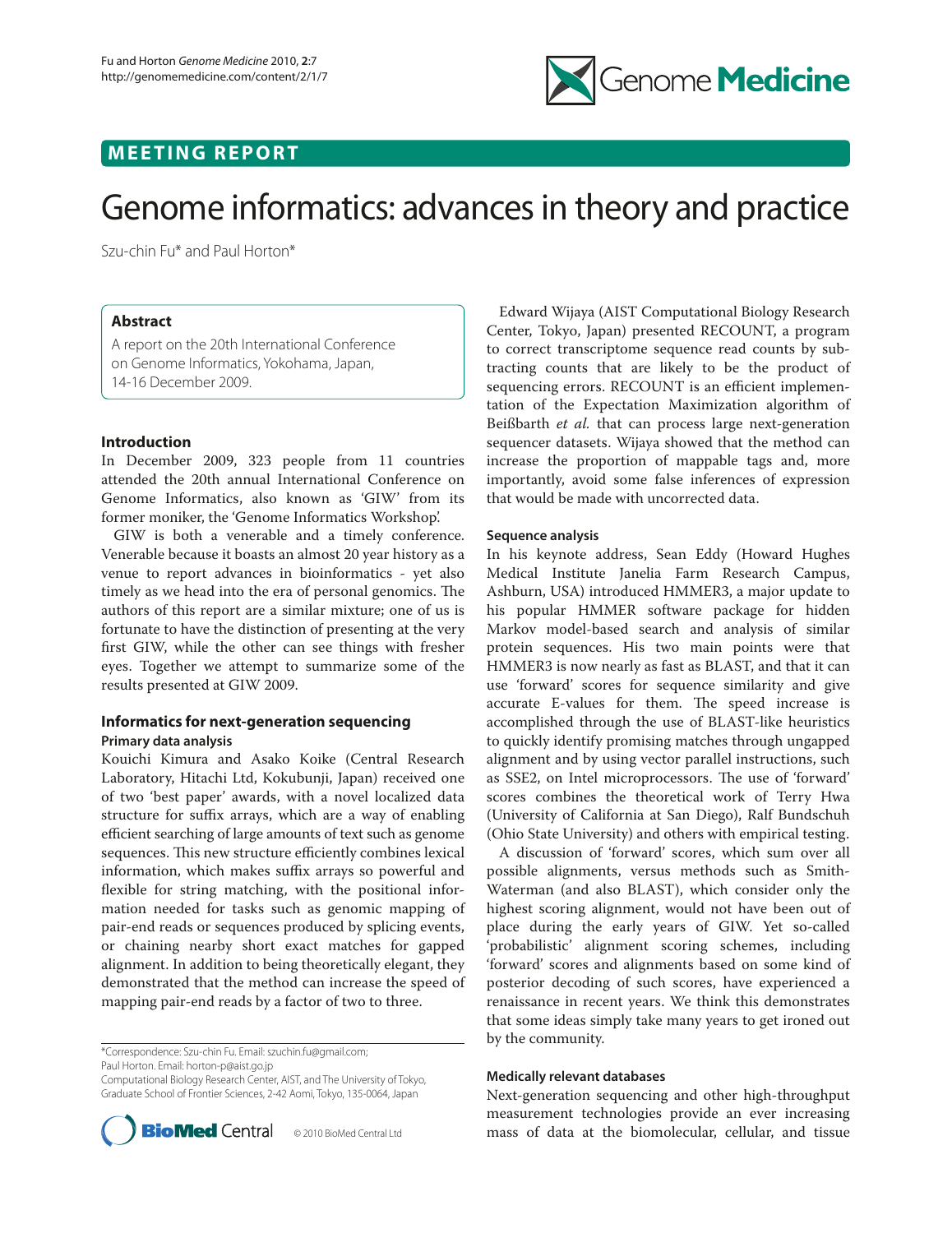MEETING REPORT

# Genome informatics: advances in theory and practice

Szu-chin Fu* and Paul Horton*

## Abstract

A report on the 20th International Conference on Genome Informatics, Yokohama, Japan, 14-16 December 2009.

## Introduction

In December 2009, 323 people from 11 countries attended the 20th annual International Conference on Genome Informatics, also known as 'GIW' from its former moniker, the 'Genome Informatics Workshop'.

GIW is both a venerable and a timely conference. Venerable because it boasts an almost 20 year history as a venue to report advances in bioinformatics - yet also timely as we head into the era of personal genomics. The authors of this report are a similar mixture; one of us is fortunate to have the distinction of presenting at the very first GIW, while the other can see things with fresher eyes. Together we attempt to summarize some of the results presented at GIW 2009.

## Informatics for next-generation sequencing

### Primary data analysis

Kouichi Kimura and Asako Koike (Central Research Laboratory, Hitachi Ltd, Kokubunji, Japan) received one of two 'best paper' awards, with a novel localized data structure for suffix arrays, which are a way of enabling efficient searching of large amounts of text such as genome sequences. This new structure efficiently combines lexical information, which makes suffix arrays so powerful and flexible for string matching, with the positional information needed for tasks such as genomic mapping of pair-end reads or sequences produced by splicing events, or chaining nearby short exact matches for gapped alignment. In addition to being theoretically elegant, they demonstrated that the method can increase the speed of mapping pair-end reads by a factor of two to three.

Edward Wijaya (AIST Computational Biology Research Center, Tokyo, Japan) presented RECOUNT, a program to correct transcriptome sequence read counts by subtracting counts that are likely to be the product of sequencing errors. RECOUNT is an efficient implementation of the Expectation Maximization algorithm of Beißbarth *et al.* that can process large next-generation sequencer datasets. Wijaya showed that the method can increase the proportion of mappable tags and, more importantly, avoid some false inferences of expression that would be made with uncorrected data.

### Sequence analysis

In his keynote address, Sean Eddy (Howard Hughes Medical Institute Janelia Farm Research Campus, Ashburn, USA) introduced HMMER3, a major update to his popular HMMER software package for hidden Markov model-based search and analysis of similar protein sequences. His two main points were that HMMER3 is now nearly as fast as BLAST, and that it can use 'forward' scores for sequence similarity and give accurate E-values for them. The speed increase is accomplished through the use of BLAST-like heuristics to quickly identify promising matches through ungapped alignment and by using vector parallel instructions, such as SSE2, on Intel microprocessors. The use of 'forward' scores combines the theoretical work of Terry Hwa (University of California at San Diego), Ralf Bundschuh (Ohio State University) and others with empirical testing.

A discussion of 'forward' scores, which sum over all possible alignments, versus methods such as Smith-Waterman (and also BLAST), which consider only the highest scoring alignment, would not have been out of place during the early years of GIW. Yet so-called 'probabilistic' alignment scoring schemes, including 'forward' scores and alignments based on some kind of posterior decoding of such scores, have experienced a renaissance in recent years. We think this demonstrates that some ideas simply take many years to get ironed out by the community.

### Medically relevant databases

Next-generation sequencing and other high-throughput measurement technologies provide an ever increasing mass of data at the biomolecular, cellular, and tissue

*Correspondence: Szu-chin Fu. Email: szuchin.fu@gmail.com; Paul Horton. Email: horton-p@aist.go.jp
Computational Biology Research Center, AIST, and The University of Tokyo, Graduate School of Frontier Sciences, 2-42 Aomi, Tokyo, 135-0064, Japan

© 2010 BioMed Central Ltd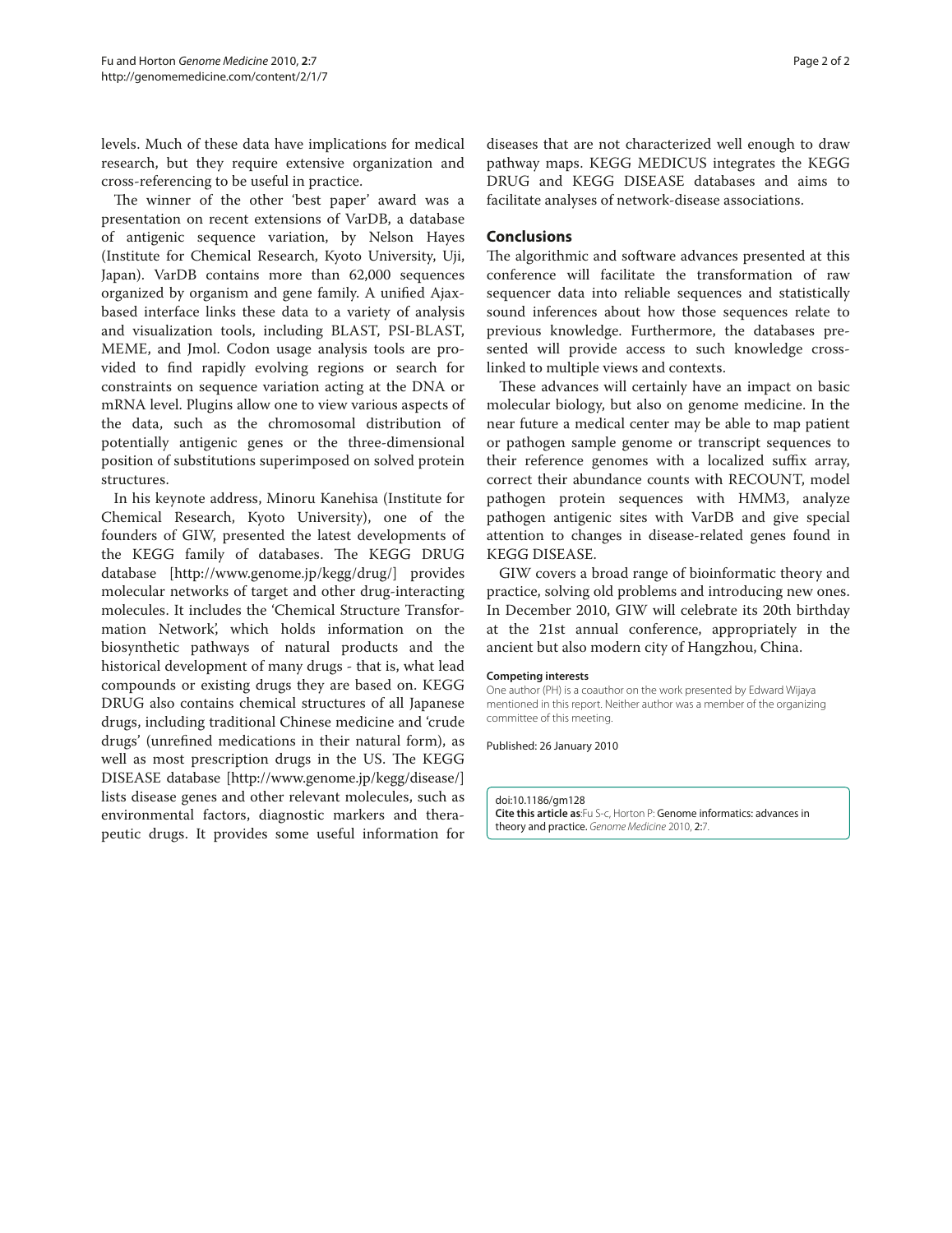levels. Much of these data have implications for medical research, but they require extensive organization and cross-referencing to be useful in practice.

The winner of the other 'best paper' award was a presentation on recent extensions of VarDB, a database of antigenic sequence variation, by Nelson Hayes (Institute for Chemical Research, Kyoto University, Uji, Japan). VarDB contains more than 62,000 sequences organized by organism and gene family. A unified Ajax-based interface links these data to a variety of analysis and visualization tools, including BLAST, PSI-BLAST, MEME, and Jmol. Codon usage analysis tools are provided to find rapidly evolving regions or search for constraints on sequence variation acting at the DNA or mRNA level. Plugins allow one to view various aspects of the data, such as the chromosomal distribution of potentially antigenic genes or the three-dimensional position of substitutions superimposed on solved protein structures.

In his keynote address, Minoru Kanehisa (Institute for Chemical Research, Kyoto University), one of the founders of GIW, presented the latest developments of the KEGG family of databases. The KEGG DRUG database [http://www.genome.jp/kegg/drug/] provides molecular networks of target and other drug-interacting molecules. It includes the 'Chemical Structure Transformation Network', which holds information on the biosynthetic pathways of natural products and the historical development of many drugs - that is, what lead compounds or existing drugs they are based on. KEGG DRUG also contains chemical structures of all Japanese drugs, including traditional Chinese medicine and 'crude drugs' (unrefined medications in their natural form), as well as most prescription drugs in the US. The KEGG DISEASE database [http://www.genome.jp/kegg/disease/] lists disease genes and other relevant molecules, such as environmental factors, diagnostic markers and therapeutic drugs. It provides some useful information for diseases that are not characterized well enough to draw pathway maps. KEGG MEDICUS integrates the KEGG DRUG and KEGG DISEASE databases and aims to facilitate analyses of network-disease associations.

## Conclusions

The algorithmic and software advances presented at this conference will facilitate the transformation of raw sequencer data into reliable sequences and statistically sound inferences about how those sequences relate to previous knowledge. Furthermore, the databases presented will provide access to such knowledge cross-linked to multiple views and contexts.

These advances will certainly have an impact on basic molecular biology, but also on genome medicine. In the near future a medical center may be able to map patient or pathogen sample genome or transcript sequences to their reference genomes with a localized suffix array, correct their abundance counts with RECOUNT, model pathogen protein sequences with HMM3, analyze pathogen antigenic sites with VarDB and give special attention to changes in disease-related genes found in KEGG DISEASE.

GIW covers a broad range of bioinformatic theory and practice, solving old problems and introducing new ones. In December 2010, GIW will celebrate its 20th birthday at the 21st annual conference, appropriately in the ancient but also modern city of Hangzhou, China.

#### Competing interests

One author (PH) is a coauthor on the work presented by Edward Wijaya mentioned in this report. Neither author was a member of the organizing committee of this meeting.

Published: 26 January 2010

doi:10.1186/gm128
**Cite this article as**: Fu S-c, Horton P: Genome informatics: advances in theory and practice. *Genome Medicine* 2010, **2**:7.